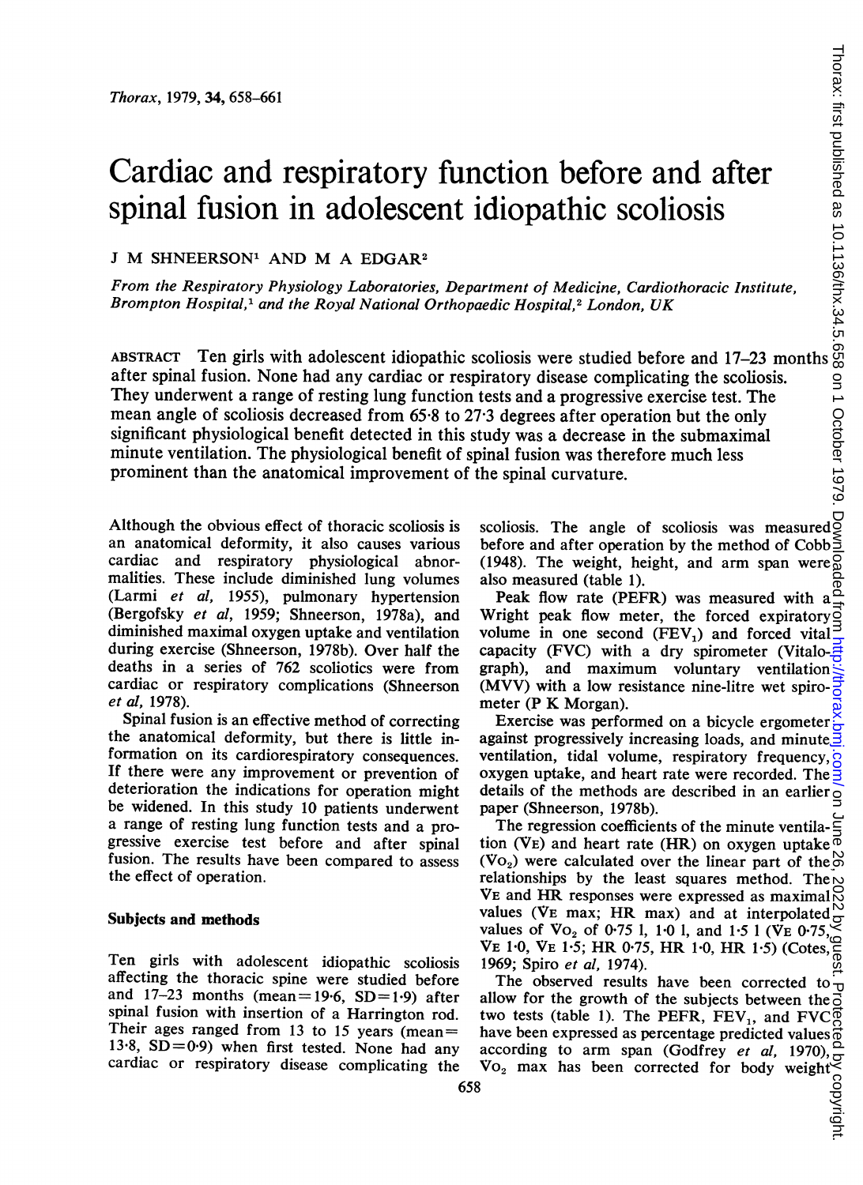# Cardiac and respiratory function before and after spinal fusion in adolescent idiopathic scoliosis

J M SHNEERSON[1] AND M A EDGAR[2]

*From the Respiratory Physiology Laboratories, Department of Medicine, Cardiothoracic Institute, Brompton Hospital,[1] and the Royal National Orthopaedic Hospital,[2] London, UK*

ABSTRACT Ten girls with adolescent idiopathic scoliosis were studied before and 17–23 months after spinal fusion. None had any cardiac or respiratory disease complicating the scoliosis. They underwent a range of resting lung function tests and a progressive exercise test. The mean angle of scoliosis decreased from 65·8 to 27·3 degrees after operation but the only significant physiological benefit detected in this study was a decrease in the submaximal minute ventilation. The physiological benefit of spinal fusion was therefore much less prominent than the anatomical improvement of the spinal curvature.

Although the obvious effect of thoracic scoliosis is an anatomical deformity, it also causes various cardiac and respiratory physiological abnormalities. These include diminished lung volumes (Larmi *et al*, 1955), pulmonary hypertension (Bergofsky *et al*, 1959; Shneerson, 1978a), and diminished maximal oxygen uptake and ventilation during exercise (Shneerson, 1978b). Over half the deaths in a series of 762 scoliotics were from cardiac or respiratory complications (Shneerson *et al*, 1978).

Spinal fusion is an effective method of correcting the anatomical deformity, but there is little information on its cardiorespiratory consequences. If there were any improvement or prevention of deterioration the indications for operation might be widened. In this study 10 patients underwent a range of resting lung function tests and a progressive exercise test before and after spinal fusion. The results have been compared to assess the effect of operation.

## Subjects and methods

Ten girls with adolescent idiopathic scoliosis affecting the thoracic spine were studied before and 17–23 months (mean=19·6, SD=1·9) after spinal fusion with insertion of a Harrington rod. Their ages ranged from 13 to 15 years (mean=13·8, SD=0·9) when first tested. None had any cardiac or respiratory disease complicating the scoliosis. The angle of scoliosis was measured before and after operation by the method of Cobb (1948). The weight, height, and arm span were also measured (table 1).

Peak flow rate (PEFR) was measured with a Wright peak flow meter, the forced expiratory volume in one second ($FEV_1$) and forced vital capacity (FVC) with a dry spirometer (Vitalograph), and maximum voluntary ventilation (MVV) with a low resistance nine-litre wet spirometer (P K Morgan).

Exercise was performed on a bicycle ergometer against progressively increasing loads, and minute ventilation, tidal volume, respiratory frequency, oxygen uptake, and heart rate were recorded. The details of the methods are described in an earlier paper (Shneerson, 1978b).

The regression coefficients of the minute ventilation ($V_E$) and heart rate (HR) on oxygen uptake ($V_{O_2}$) were calculated over the linear part of the relationships by the least squares method. The $V_E$ and HR responses were expressed as maximal values ($V_E$ max; HR max) and at interpolated values of $V_{O_2}$ of 0·75 l, 1·0 l, and 1·5 l ($V_E$ 0·75, $V_E$ 1·0, $V_E$ 1·5; HR 0·75, HR 1·0, HR 1·5) (Cotes, 1969; Spiro *et al*, 1974).

The observed results have been corrected to allow for the growth of the subjects between the two tests (table 1). The PEFR, $FEV_1$, and FVC have been expressed as percentage predicted values according to arm span (Godfrey *et al*, 1970), $V_{O_2}$ max has been corrected for body weight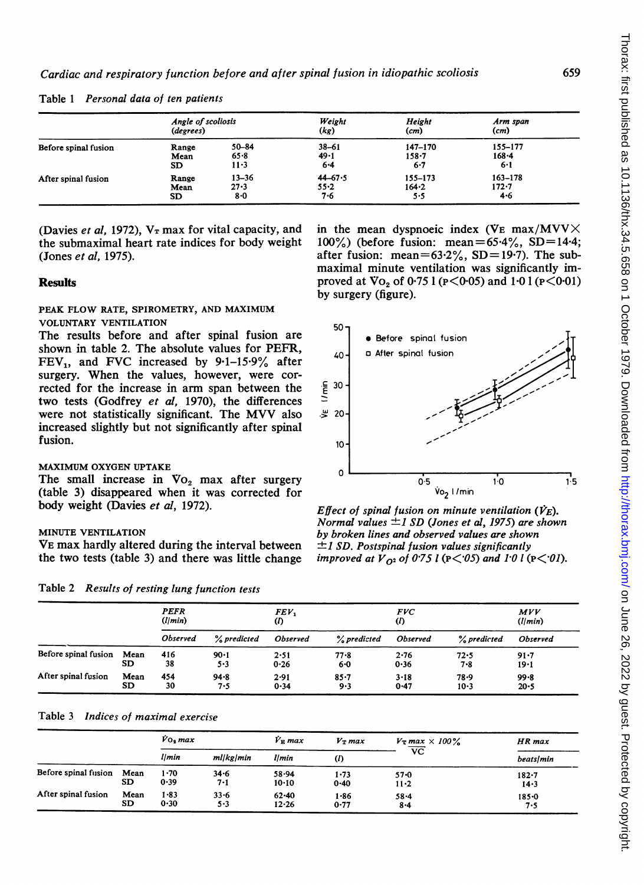Table 1 *Personal data of ten patients*

| | | Angle of scoliosis (degrees) | Weight (kg) | Height (cm) | Arm span (cm) |
|---|---|---|---|---|---|
| Before spinal fusion | Range | 50–84 | 38–61 | 147–170 | 155–177 |
| | Mean | 65·8 | 49·1 | 158·7 | 168·4 |
| | SD | 11·3 | 6·4 | 6·7 | 6·1 |
| After spinal fusion | Range | 13–36 | 44–67·5 | 155–173 | 163–178 |
| | Mean | 27·3 | 55·2 | 164·2 | 172·7 |
| | SD | 8·0 | 7·6 | 5·5 | 4·6 |

(Davies *et al*, 1972), $V_T$ max for vital capacity, and the submaximal heart rate indices for body weight (Jones *et al*, 1975).

## Results

### PEAK FLOW RATE, SPIROMETRY, AND MAXIMUM VOLUNTARY VENTILATION

The results before and after spinal fusion are shown in table 2. The absolute values for PEFR, $FEV_1$, and FVC increased by 9·1–15·9% after surgery. When the values, however, were corrected for the increase in arm span between the two tests (Godfrey *et al*, 1970), the differences were not statistically significant. The MVV also increased slightly but not significantly after spinal fusion.

### MAXIMUM OXYGEN UPTAKE

The small increase in $\dot{V}O_2$ max after surgery (table 3) disappeared when it was corrected for body weight (Davies *et al*, 1972).

### MINUTE VENTILATION

$\dot{V}E$ max hardly altered during the interval between the two tests (table 3) and there was little change in the mean dyspnoeic index ($\dot{V}E$ max/MVV$\times$100%) (before fusion: mean=65·4%, SD=14·4; after fusion: mean=63·2%, SD=19·7). The submaximal minute ventilation was significantly improved at $\dot{V}O_2$ of 0·75 l ($p<0·05$) and 1·0 l ($p<0·01$) by surgery (figure).

*Effect of spinal fusion on minute ventilation ($\dot{V}_E$). Normal values ±1 SD (Jones et al, 1975) are shown by broken lines and observed values are shown ±1 SD. Postspinal fusion values significantly improved at $\dot{V}_{O_2}$ of 0·75 l ($p<·05$) and 1·0 l ($p<·01$).*

Table 2 *Results of resting lung function tests*

| | | PEFR (l/min) | | $FEV_1$ (l) | | FVC (l) | | MVV (l/min) |
|---|---|---|---|---|---|---|---|---|
| | | Observed | % predicted | Observed | % predicted | Observed | % predicted | Observed |
| Before spinal fusion | Mean | 416 | 90·1 | 2·51 | 77·8 | 2·76 | 72·5 | 91·7 |
| | SD | 38 | 5·3 | 0·26 | 6·0 | 0·36 | 7·8 | 19·1 |
| After spinal fusion | Mean | 454 | 94·8 | 2·91 | 85·7 | 3·18 | 78·9 | 99·8 |
| | SD | 30 | 7·5 | 0·34 | 9·3 | 0·47 | 10·3 | 20·5 |

Table 3 *Indices of maximal exercise*

| | | $\dot{V}O_2$ max | | $\dot{V}_E$ max | $V_T$ max | $\frac{V_T\ max}{VC} \times 100\%$ | HR max |
|---|---|---|---|---|---|---|---|
| | | l/min | ml/kg/min | l/min | (l) | | beats/min |
| Before spinal fusion | Mean | 1·70 | 34·6 | 58·94 | 1·73 | 57·0 | 182·7 |
| | SD | 0·39 | 7·1 | 10·10 | 0·40 | 11·2 | 14·3 |
| After spinal fusion | Mean | 1·83 | 33·6 | 62·40 | 1·86 | 58·4 | 185·0 |
| | SD | 0·30 | 5·3 | 12·26 | 0·77 | 8·4 | 7·5 |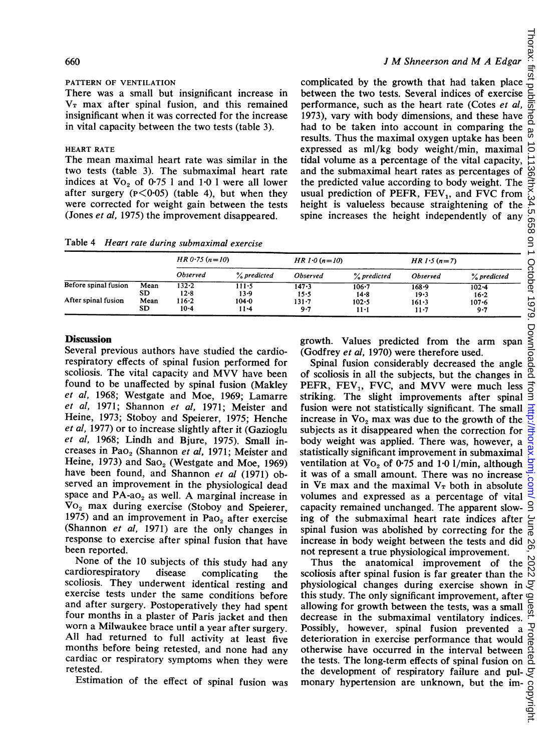PATTERN OF VENTILATION

There was a small but insignificant increase in $V_T$ max after spinal fusion, and this remained insignificant when it was corrected for the increase in vital capacity between the two tests (table 3).

HEART RATE

The mean maximal heart rate was similar in the two tests (table 3). The submaximal heart rate indices at $Vo_2$ of 0·75 l and 1·0 l were all lower after surgery ($P<0·05$) (table 4), but when they were corrected for weight gain between the tests (Jones *et al*, 1975) the improvement disappeared.

Table 4 *Heart rate during submaximal exercise*

| | | HR 0·75 (n=10) | | HR 1·0 (n=10) | | HR 1·5 (n=7) | |
|---|---|---|---|---|---|---|---|
| | | Observed | % predicted | Observed | % predicted | Observed | % predicted |
| Before spinal fusion | Mean | 132·2 | 111·5 | 147·3 | 106·7 | 168·9 | 102·4 |
| | SD | 12·8 | 13·9 | 15·5 | 14·8 | 19·3 | 16·2 |
| After spinal fusion | Mean | 116·2 | 104·0 | 131·7 | 102·5 | 161·3 | 107·6 |
| | SD | 10·4 | 11·4 | 9·7 | 11·1 | 11·7 | 9·7 |

## Discussion

Several previous authors have studied the cardiorespiratory effects of spinal fusion performed for scoliosis. The vital capacity and MVV have been found to be unaffected by spinal fusion (Makley *et al*, 1968; Westgate and Moe, 1969; Lamarre *et al*, 1971; Shannon *et al*, 1971; Meister and Heine, 1973; Stoboy and Speierer, 1975; Henche *et al*, 1977) or to increase slightly after it (Gazioglu *et al*, 1968; Lindh and Bjure, 1975). Small increases in $Pao_2$ (Shannon *et al*, 1971; Meister and Heine, 1973) and $Sao_2$ (Westgate and Moe, 1969) have been found, and Shannon *et al* (1971) observed an improvement in the physiological dead space and $PA\text{-}ao_2$ as well. A marginal increase in $Vo_2$ max during exercise (Stoboy and Speierer, 1975) and an improvement in $Pao_2$ after exercise (Shannon *et al*, 1971) are the only changes in response to exercise after spinal fusion that have been reported.

None of the 10 subjects of this study had any cardiorespiratory disease complicating the scoliosis. They underwent identical resting and exercise tests under the same conditions before and after surgery. Postoperatively they had spent four months in a plaster of Paris jacket and then worn a Milwaukee brace until a year after surgery. All had returned to full activity at least five months before being retested, and none had any cardiac or respiratory symptoms when they were retested.

Estimation of the effect of spinal fusion was complicated by the growth that had taken place between the two tests. Several indices of exercise performance, such as the heart rate (Cotes *et al*, 1973), vary with body dimensions, and these have had to be taken into account in comparing the results. Thus the maximal oxygen uptake has been expressed as ml/kg body weight/min, maximal tidal volume as a percentage of the vital capacity, and the submaximal heart rates as percentages of the predicted value according to body weight. The usual prediction of PEFR, $FEV_1$, and FVC from height is valueless because straightening of the spine increases the height independently of any growth. Values predicted from the arm span (Godfrey *et al*, 1970) were therefore used.

Spinal fusion considerably decreased the angle of scoliosis in all the subjects, but the changes in PEFR, $FEV_1$, FVC, and MVV were much less striking. The slight improvements after spinal fusion were not statistically significant. The small increase in $Vo_2$ max was due to the growth of the subjects as it disappeared when the correction for body weight was applied. There was, however, a statistically significant improvement in submaximal ventilation at $Vo_2$ of 0·75 and 1·0 l/min, although it was of a small amount. There was no increase in $V_E$ max and the maximal $V_T$ both in absolute volumes and expressed as a percentage of vital capacity remained unchanged. The apparent slowing of the submaximal heart rate indices after spinal fusion was abolished by correcting for the increase in body weight between the tests and did not represent a true physiological improvement.

Thus the anatomical improvement of the scoliosis after spinal fusion is far greater than the physiological changes during exercise shown in this study. The only significant improvement, after allowing for growth between the tests, was a small decrease in the submaximal ventilatory indices. Possibly, however, spinal fusion prevented a deterioration in exercise performance that would otherwise have occurred in the interval between the tests. The long-term effects of spinal fusion on the development of respiratory failure and pulmonary hypertension are unknown, but the im-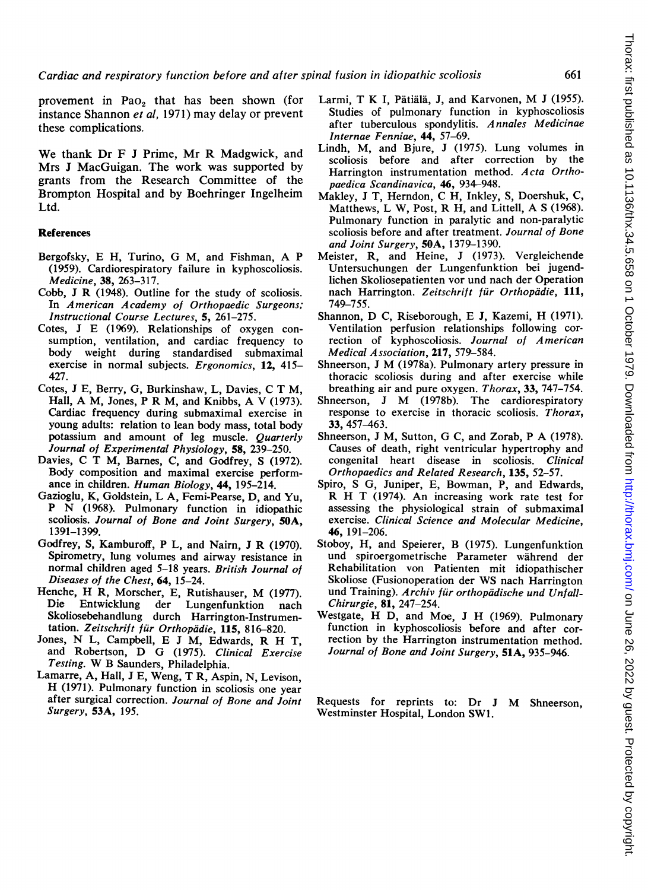provement in $Pa_{O_2}$ that has been shown (for instance Shannon *et al*, 1971) may delay or prevent these complications.

We thank Dr F J Prime, Mr R Madgwick, and Mrs J MacGuigan. The work was supported by grants from the Research Committee of the Brompton Hospital and by Boehringer Ingelheim Ltd.

## References

Bergofsky, E H, Turino, G M, and Fishman, A P (1959). Cardiorespiratory failure in kyphoscoliosis. *Medicine*, **38**, 263–317.

Cobb, J R (1948). Outline for the study of scoliosis. In *American Academy of Orthopaedic Surgeons; Instructional Course Lectures*, **5**, 261–275.

Cotes, J E (1969). Relationships of oxygen consumption, ventilation, and cardiac frequency to body weight during standardised submaximal exercise in normal subjects. *Ergonomics*, **12**, 415–427.

Cotes, J E, Berry, G, Burkinshaw, L, Davies, C T M, Hall, A M, Jones, P R M, and Knibbs, A V (1973). Cardiac frequency during submaximal exercise in young adults: relation to lean body mass, total body potassium and amount of leg muscle. *Quarterly Journal of Experimental Physiology*, **58**, 239–250.

Davies, C T M, Barnes, C, and Godfrey, S (1972). Body composition and maximal exercise performance in children. *Human Biology*, **44**, 195–214.

Gazioglu, K, Goldstein, L A, Femi-Pearse, D, and Yu, P N (1968). Pulmonary function in idiopathic scoliosis. *Journal of Bone and Joint Surgery*, **50A**, 1391–1399.

Godfrey, S, Kamburoff, P L, and Nairn, J R (1970). Spirometry, lung volumes and airway resistance in normal children aged 5–18 years. *British Journal of Diseases of the Chest*, **64**, 15–24.

Henche, H R, Morscher, E, Rutishauser, M (1977). Die Entwicklung der Lungenfunktion nach Skoliosebehandlung durch Harrington-Instrumentation. *Zeitschrift für Orthopädie*, **115**, 816–820.

Jones, N L, Campbell, E J M, Edwards, R H T, and Robertson, D G (1975). *Clinical Exercise Testing*. W B Saunders, Philadelphia.

Lamarre, A, Hall, J E, Weng, T R, Aspin, N, Levison, H (1971). Pulmonary function in scoliosis one year after surgical correction. *Journal of Bone and Joint Surgery*, **53A**, 195.

Larmi, T K I, Pätiälä, J, and Karvonen, M J (1955). Studies of pulmonary function in kyphoscoliosis after tuberculous spondylitis. *Annales Medicinae Internae Fenniae*, **44**, 57–69.

Lindh, M, and Bjure, J (1975). Lung volumes in scoliosis before and after correction by the Harrington instrumentation method. *Acta Orthopaedica Scandinavica*, **46**, 934–948.

Makley, J T, Herndon, C H, Inkley, S, Doershuk, C, Matthews, L W, Post, R H, and Littell, A S (1968). Pulmonary function in paralytic and non-paralytic scoliosis before and after treatment. *Journal of Bone and Joint Surgery*, **50A**, 1379–1390.

Meister, R, and Heine, J (1973). Vergleichende Untersuchungen der Lungenfunktion bei jugendlichen Skoliosepatienten vor und nach der Operation nach Harrington. *Zeitschrift für Orthopädie*, **111**, 749–755.

Shannon, D C, Riseborough, E J, Kazemi, H (1971). Ventilation perfusion relationships following correction of kyphoscoliosis. *Journal of American Medical Association*, **217**, 579–584.

Shneerson, J M (1978a). Pulmonary artery pressure in thoracic scoliosis during and after exercise while breathing air and pure oxygen. *Thorax*, **33**, 747–754.

Shneerson, J M (1978b). The cardiorespiratory response to exercise in thoracic scoliosis. *Thorax*, **33**, 457–463.

Shneerson, J M, Sutton, G C, and Zorab, P A (1978). Causes of death, right ventricular hypertrophy and congenital heart disease in scoliosis. *Clinical Orthopaedics and Related Research*, **135**, 52–57.

Spiro, S G, Juniper, E, Bowman, P, and Edwards, R H T (1974). An increasing work rate test for assessing the physiological strain of submaximal exercise. *Clinical Science and Molecular Medicine*, **46**, 191–206.

Stoboy, H, and Speierer, B (1975). Lungenfunktion und spiroergometrische Parameter während der Rehabilitation von Patienten mit idiopathischer Skoliose (Fusionoperation der WS nach Harrington und Training). *Archiv für orthopädische und Unfall-Chirurgie*, **81**, 247–254.

Westgate, H D, and Moe, J H (1969). Pulmonary function in kyphoscoliosis before and after correction by the Harrington instrumentation method. *Journal of Bone and Joint Surgery*, **51A**, 935–946.

Requests for reprints to: Dr J M Shneerson, Westminster Hospital, London SW1.